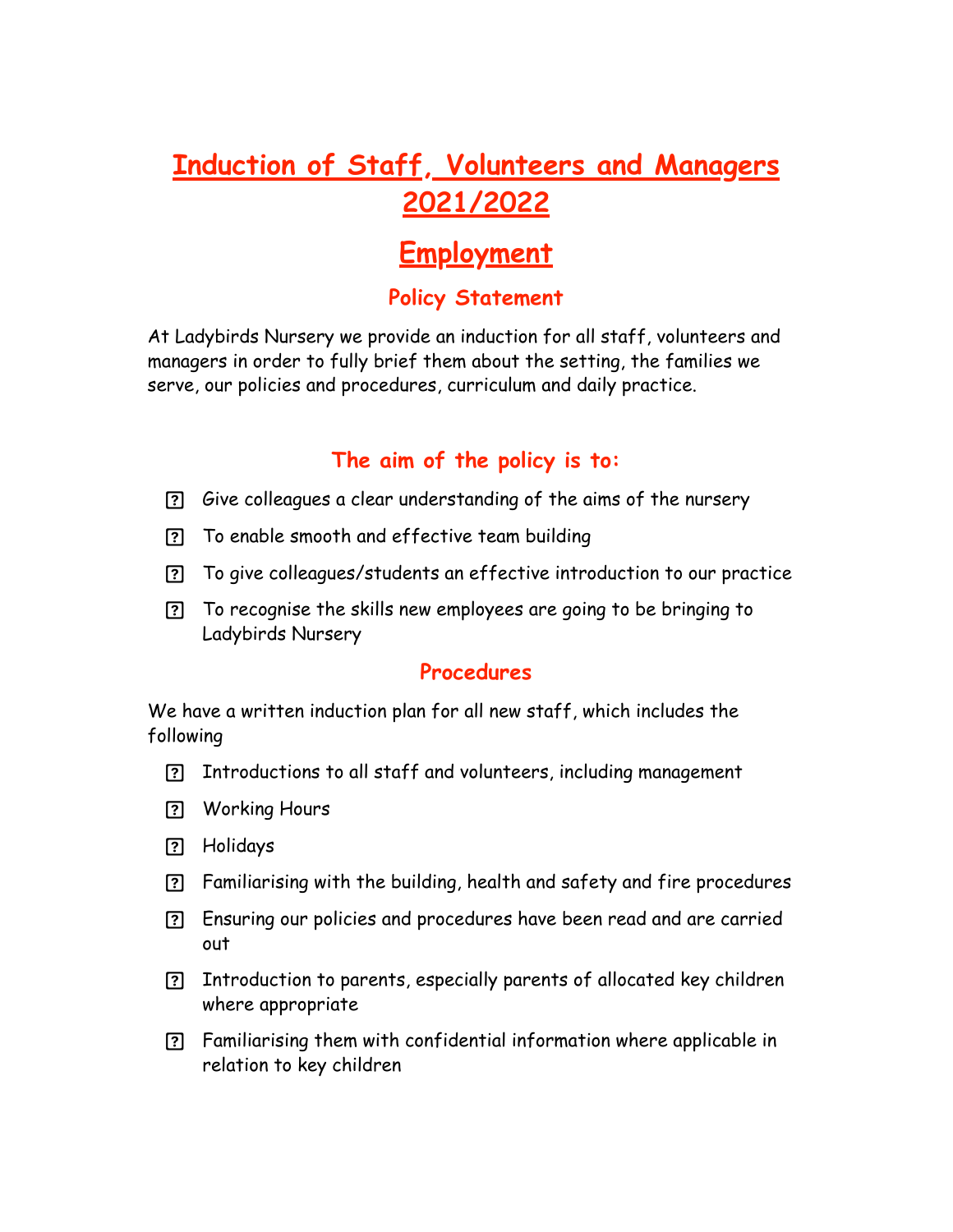# Induction of Staff, Volunteers and Managers 2021/2022

## Employment

### Policy Statement

At Ladybirds Nursery we provide an induction for all staff, volunteers and managers in order to fully brief them about the setting, the families we serve, our policies and procedures, curriculum and daily practice.

### The aim of the policy is to:

- Give colleagues a clear understanding of the aims of the nursery
- To enable smooth and effective team building
- To give colleagues/students an effective introduction to our practice
- To recognise the skills new employees are going to be bringing to Ladybirds Nursery

### Procedures

We have a written induction plan for all new staff, which includes the following

- Introductions to all staff and volunteers, including management
- Working Hours
- Holidays
- Familiarising with the building, health and safety and fire procedures
- Ensuring our policies and procedures have been read and are carried out
- Introduction to parents, especially parents of allocated key children where appropriate
- Familiarising them with confidential information where applicable in relation to key children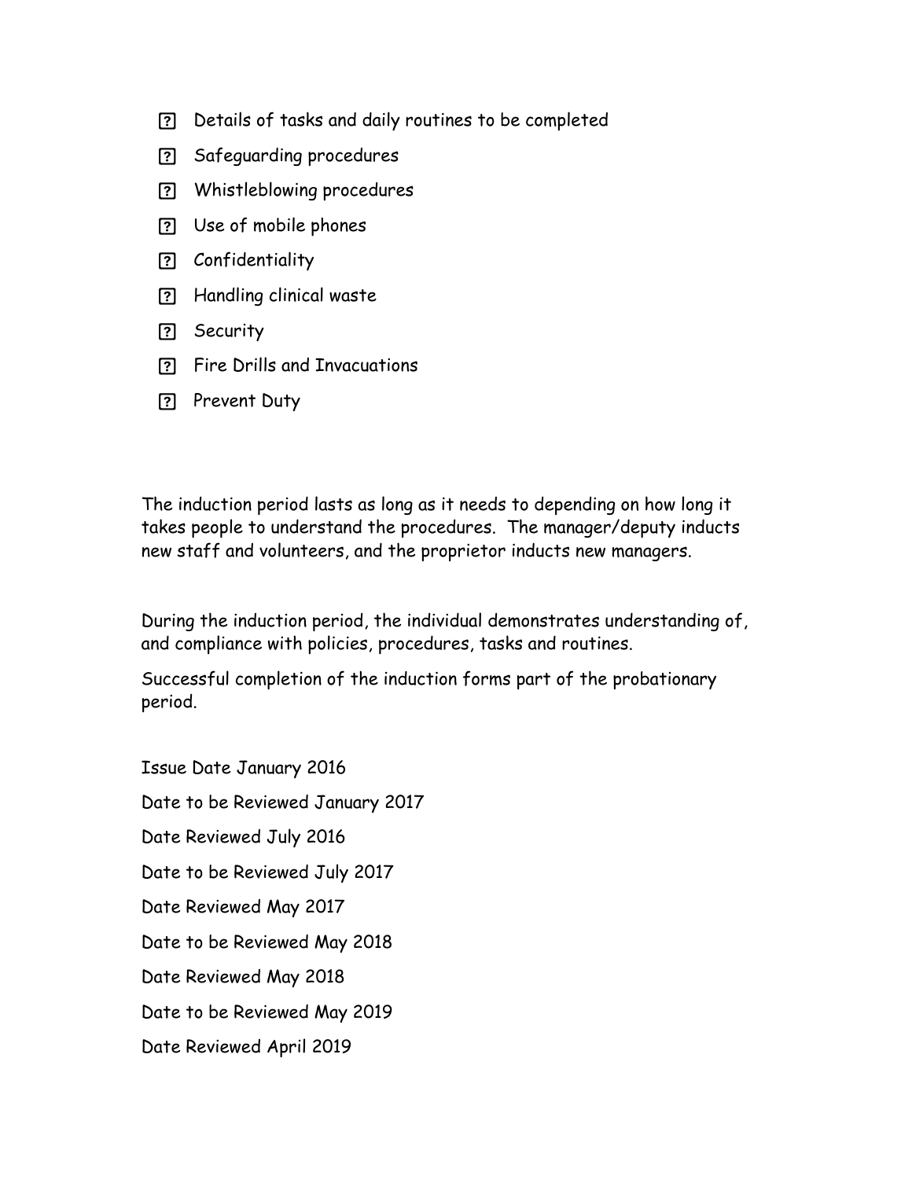- Details of tasks and daily routines to be completed
- Safeguarding procedures
- Whistleblowing procedures
- Use of mobile phones
- Confidentiality
- Handling clinical waste
- Security
- Fire Drills and Invacuations
- Prevent Duty

The induction period lasts as long as it needs to depending on how long it takes people to understand the procedures. The manager/deputy inducts new staff and volunteers, and the proprietor inducts new managers.

During the induction period, the individual demonstrates understanding of, and compliance with policies, procedures, tasks and routines.

Successful completion of the induction forms part of the probationary period.

Issue Date January 2016

Date to be Reviewed January 2017

Date Reviewed July 2016

Date to be Reviewed July 2017

Date Reviewed May 2017

Date to be Reviewed May 2018

Date Reviewed May 2018

Date to be Reviewed May 2019

Date Reviewed April 2019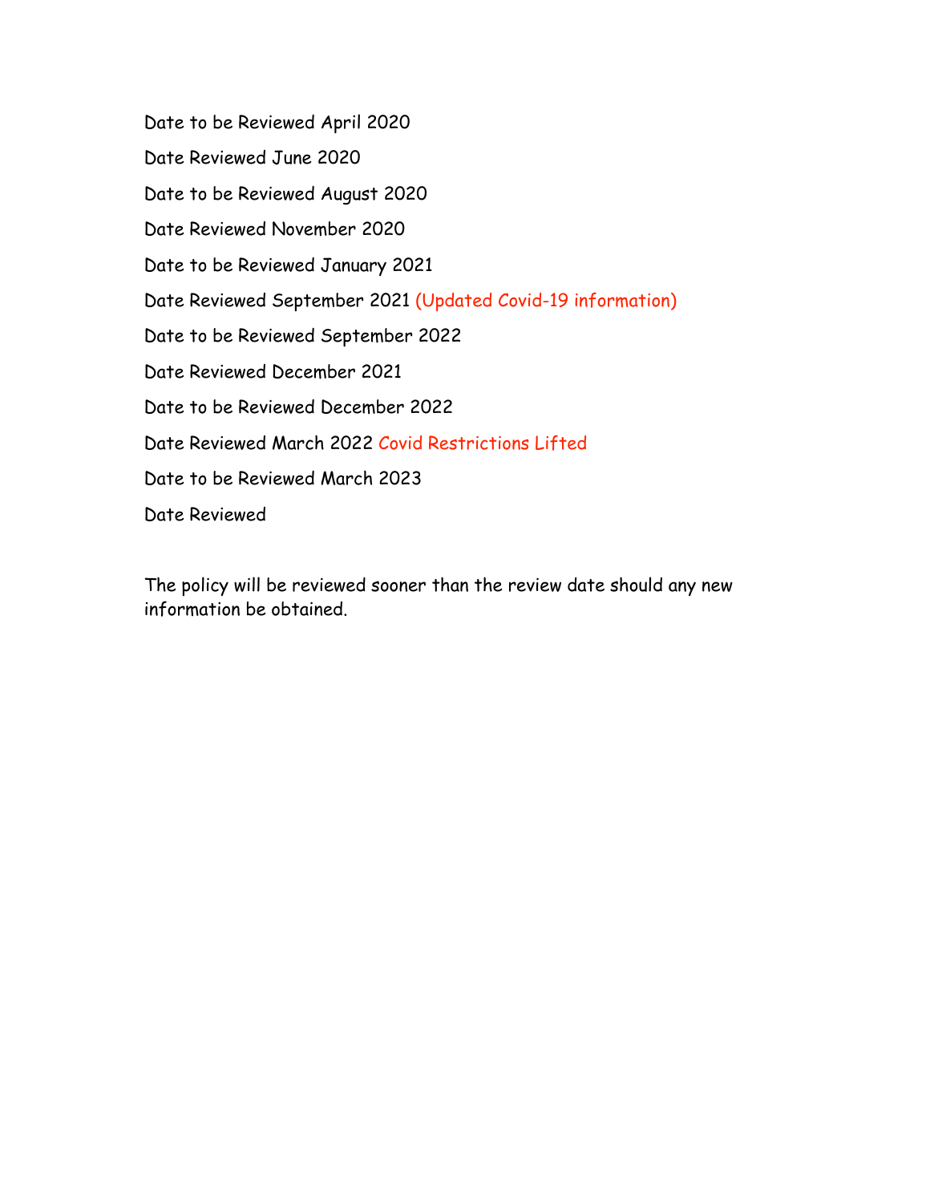Date to be Reviewed April 2020

Date Reviewed June 2020

Date to be Reviewed August 2020

Date Reviewed November 2020

Date to be Reviewed January 2021

Date Reviewed September 2021 (Updated Covid-19 information)

Date to be Reviewed September 2022

Date Reviewed December 2021

Date to be Reviewed December 2022

Date Reviewed March 2022 Covid Restrictions Lifted

Date to be Reviewed March 2023

Date Reviewed

The policy will be reviewed sooner than the review date should any new information be obtained.